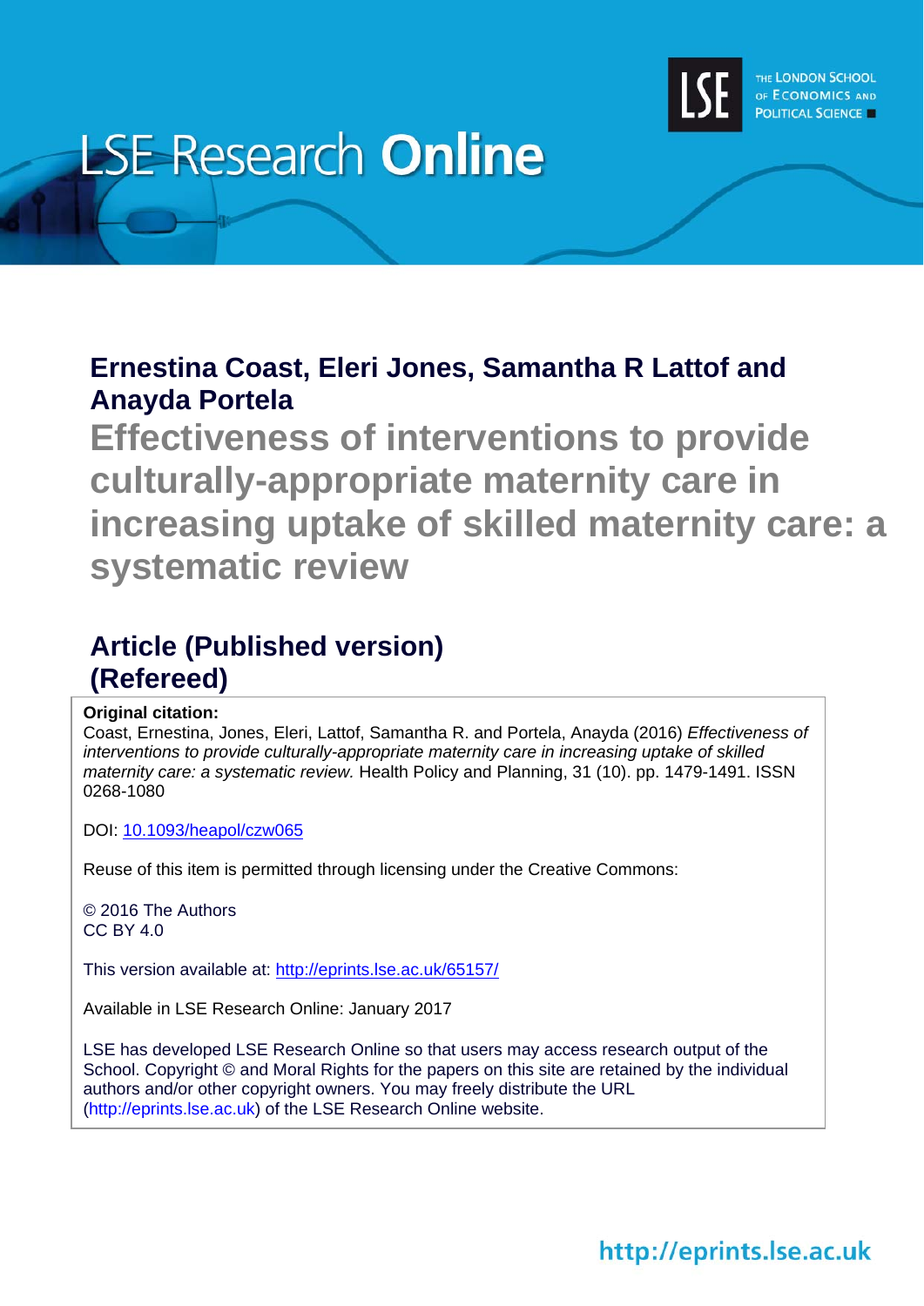# LSE Research Online

**Ernestina Coast, Eleri Jones, Samantha R Lattof and Anayda Portela**

# Effectiveness of interventions to provide culturally-appropriate maternity care in increasing uptake of skilled maternity care: a systematic review

## Article (Published version) (Refereed)

**Original citation:**
Coast, Ernestina, Jones, Eleri, Lattof, Samantha R. and Portela, Anayda (2016) *Effectiveness of interventions to provide culturally-appropriate maternity care in increasing uptake of skilled maternity care: a systematic review.* Health Policy and Planning, 31 (10). pp. 1479-1491. ISSN 0268-1080

DOI: 10.1093/heapol/czw065

Reuse of this item is permitted through licensing under the Creative Commons:

© 2016 The Authors
CC BY 4.0

This version available at: http://eprints.lse.ac.uk/65157/

Available in LSE Research Online: January 2017

LSE has developed LSE Research Online so that users may access research output of the School. Copyright © and Moral Rights for the papers on this site are retained by the individual authors and/or other copyright owners. You may freely distribute the URL (http://eprints.lse.ac.uk) of the LSE Research Online website.

http://eprints.lse.ac.uk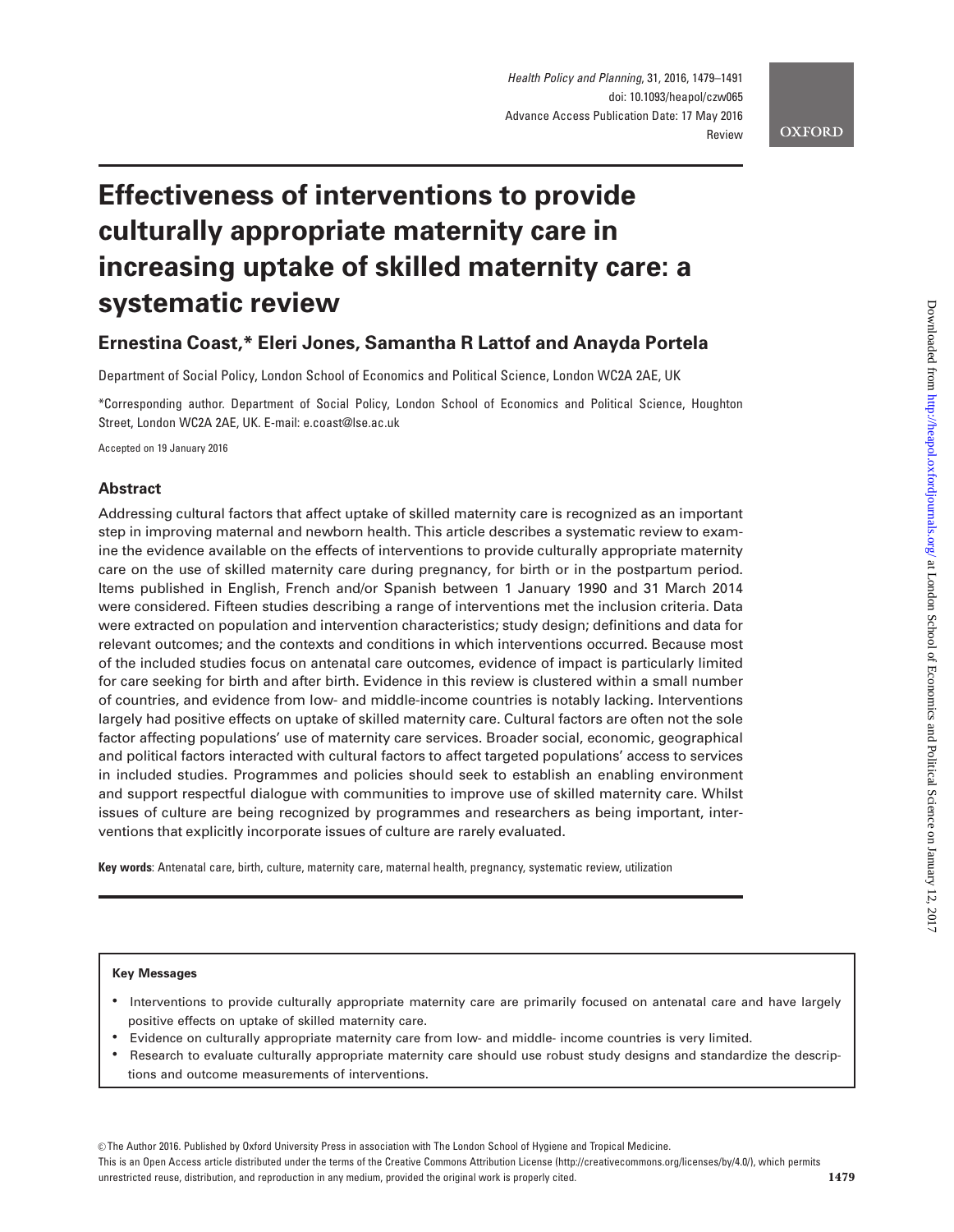# Effectiveness of interventions to provide culturally appropriate maternity care in increasing uptake of skilled maternity care: a systematic review

**Ernestina Coast,* Eleri Jones, Samantha R Lattof and Anayda Portela**

Department of Social Policy, London School of Economics and Political Science, London WC2A 2AE, UK

*Corresponding author. Department of Social Policy, London School of Economics and Political Science, Houghton Street, London WC2A 2AE, UK. E-mail: e.coast@lse.ac.uk

Accepted on 19 January 2016

## Abstract

Addressing cultural factors that affect uptake of skilled maternity care is recognized as an important step in improving maternal and newborn health. This article describes a systematic review to examine the evidence available on the effects of interventions to provide culturally appropriate maternity care on the use of skilled maternity care during pregnancy, for birth or in the postpartum period. Items published in English, French and/or Spanish between 1 January 1990 and 31 March 2014 were considered. Fifteen studies describing a range of interventions met the inclusion criteria. Data were extracted on population and intervention characteristics; study design; definitions and data for relevant outcomes; and the contexts and conditions in which interventions occurred. Because most of the included studies focus on antenatal care outcomes, evidence of impact is particularly limited for care seeking for birth and after birth. Evidence in this review is clustered within a small number of countries, and evidence from low- and middle-income countries is notably lacking. Interventions largely had positive effects on uptake of skilled maternity care. Cultural factors are often not the sole factor affecting populations' use of maternity care services. Broader social, economic, geographical and political factors interacted with cultural factors to affect targeted populations' access to services in included studies. Programmes and policies should seek to establish an enabling environment and support respectful dialogue with communities to improve use of skilled maternity care. Whilst issues of culture are being recognized by programmes and researchers as being important, interventions that explicitly incorporate issues of culture are rarely evaluated.

**Key words**: Antenatal care, birth, culture, maternity care, maternal health, pregnancy, systematic review, utilization

**Key Messages**

- Interventions to provide culturally appropriate maternity care are primarily focused on antenatal care and have largely positive effects on uptake of skilled maternity care.
- Evidence on culturally appropriate maternity care from low- and middle- income countries is very limited.
- Research to evaluate culturally appropriate maternity care should use robust study designs and standardize the descriptions and outcome measurements of interventions.

© The Author 2016. Published by Oxford University Press in association with The London School of Hygiene and Tropical Medicine.
This is an Open Access article distributed under the terms of the Creative Commons Attribution License (http://creativecommons.org/licenses/by/4.0/), which permits unrestricted reuse, distribution, and reproduction in any medium, provided the original work is properly cited.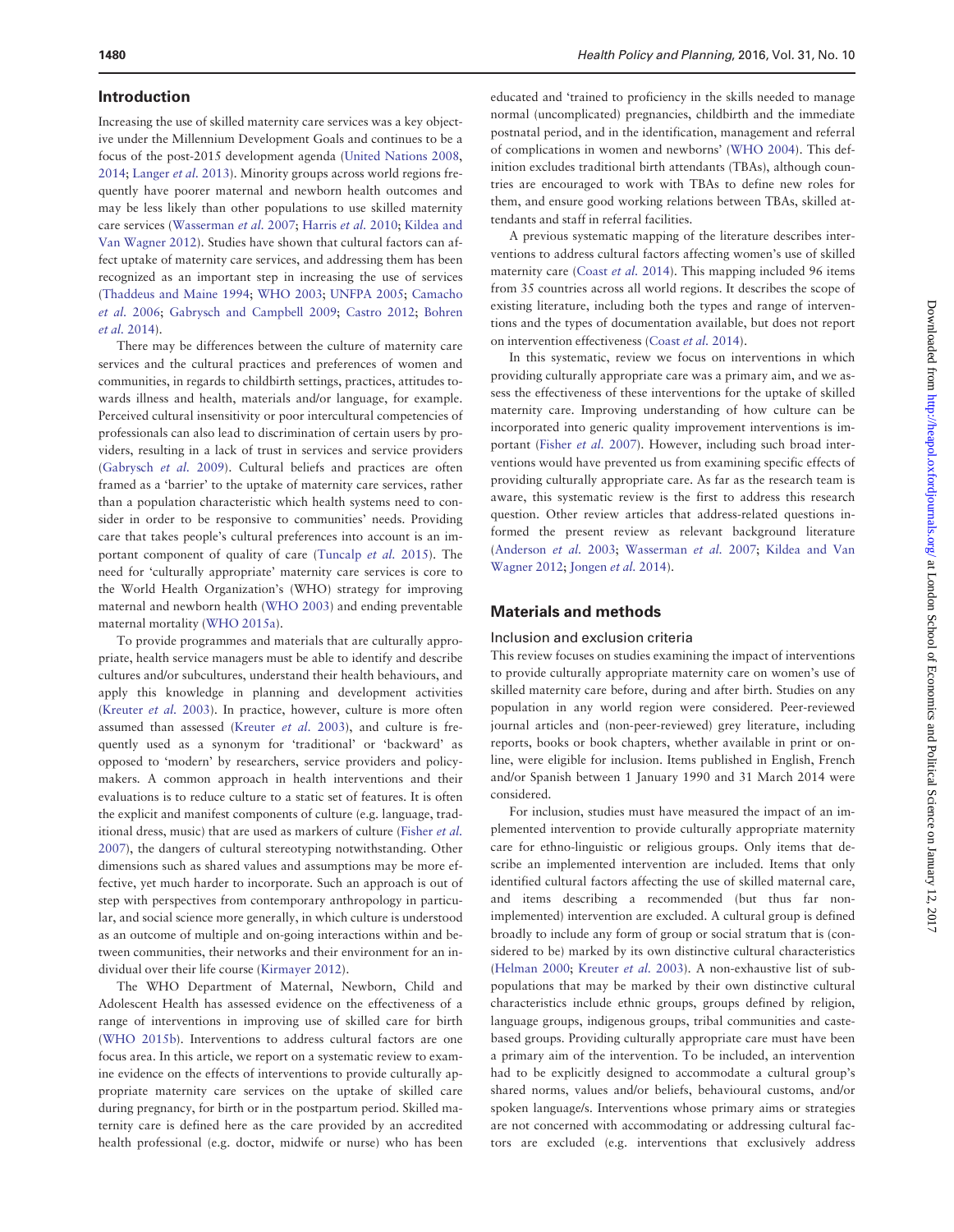## Introduction

Increasing the use of skilled maternity care services was a key objective under the Millennium Development Goals and continues to be a focus of the post-2015 development agenda (United Nations 2008, 2014; Langer *et al.* 2013). Minority groups across world regions frequently have poorer maternal and newborn health outcomes and may be less likely than other populations to use skilled maternity care services (Wasserman *et al.* 2007; Harris *et al.* 2010; Kildea and Van Wagner 2012). Studies have shown that cultural factors can affect uptake of maternity care services, and addressing them has been recognized as an important step in increasing the use of services (Thaddeus and Maine 1994; WHO 2003; UNFPA 2005; Camacho *et al.* 2006; Gabrysch and Campbell 2009; Castro 2012; Bohren *et al.* 2014).

There may be differences between the culture of maternity care services and the cultural practices and preferences of women and communities, in regards to childbirth settings, practices, attitudes towards illness and health, materials and/or language, for example. Perceived cultural insensitivity or poor intercultural competencies of professionals can also lead to discrimination of certain users by providers, resulting in a lack of trust in services and service providers (Gabrysch *et al.* 2009). Cultural beliefs and practices are often framed as a 'barrier' to the uptake of maternity care services, rather than a population characteristic which health systems need to consider in order to be responsive to communities' needs. Providing care that takes people's cultural preferences into account is an important component of quality of care (Tuncalp *et al.* 2015). The need for 'culturally appropriate' maternity care services is core to the World Health Organization's (WHO) strategy for improving maternal and newborn health (WHO 2003) and ending preventable maternal mortality (WHO 2015a).

To provide programmes and materials that are culturally appropriate, health service managers must be able to identify and describe cultures and/or subcultures, understand their health behaviours, and apply this knowledge in planning and development activities (Kreuter *et al.* 2003). In practice, however, culture is more often assumed than assessed (Kreuter *et al.* 2003), and culture is frequently used as a synonym for 'traditional' or 'backward' as opposed to 'modern' by researchers, service providers and policy-makers. A common approach in health interventions and their evaluations is to reduce culture to a static set of features. It is often the explicit and manifest components of culture (e.g. language, traditional dress, music) that are used as markers of culture (Fisher *et al.* 2007), the dangers of cultural stereotyping notwithstanding. Other dimensions such as shared values and assumptions may be more effective, yet much harder to incorporate. Such an approach is out of step with perspectives from contemporary anthropology in particular, and social science more generally, in which culture is understood as an outcome of multiple and on-going interactions within and between communities, their networks and their environment for an individual over their life course (Kirmayer 2012).

The WHO Department of Maternal, Newborn, Child and Adolescent Health has assessed evidence on the effectiveness of a range of interventions in improving use of skilled care for birth (WHO 2015b). Interventions to address cultural factors are one focus area. In this article, we report on a systematic review to examine evidence on the effects of interventions to provide culturally appropriate maternity care services on the uptake of skilled care during pregnancy, for birth or in the postpartum period. Skilled maternity care is defined here as the care provided by an accredited health professional (e.g. doctor, midwife or nurse) who has been educated and 'trained to proficiency in the skills needed to manage normal (uncomplicated) pregnancies, childbirth and the immediate postnatal period, and in the identification, management and referral of complications in women and newborns' (WHO 2004). This definition excludes traditional birth attendants (TBAs), although countries are encouraged to work with TBAs to define new roles for them, and ensure good working relations between TBAs, skilled attendants and staff in referral facilities.

A previous systematic mapping of the literature describes interventions to address cultural factors affecting women's use of skilled maternity care (Coast *et al.* 2014). This mapping included 96 items from 35 countries across all world regions. It describes the scope of existing literature, including both the types and range of interventions and the types of documentation available, but does not report on intervention effectiveness (Coast *et al.* 2014).

In this systematic, review we focus on interventions in which providing culturally appropriate care was a primary aim, and we assess the effectiveness of these interventions for the uptake of skilled maternity care. Improving understanding of how culture can be incorporated into generic quality improvement interventions is important (Fisher *et al.* 2007). However, including such broad interventions would have prevented us from examining specific effects of providing culturally appropriate care. As far as the research team is aware, this systematic review is the first to address this research question. Other review articles that address-related questions informed the present review as relevant background literature (Anderson *et al.* 2003; Wasserman *et al.* 2007; Kildea and Van Wagner 2012; Jongen *et al.* 2014).

## Materials and methods

### Inclusion and exclusion criteria

This review focuses on studies examining the impact of interventions to provide culturally appropriate maternity care on women's use of skilled maternity care before, during and after birth. Studies on any population in any world region were considered. Peer-reviewed journal articles and (non-peer-reviewed) grey literature, including reports, books or book chapters, whether available in print or online, were eligible for inclusion. Items published in English, French and/or Spanish between 1 January 1990 and 31 March 2014 were considered.

For inclusion, studies must have measured the impact of an implemented intervention to provide culturally appropriate maternity care for ethno-linguistic or religious groups. Only items that describe an implemented intervention are included. Items that only identified cultural factors affecting the use of skilled maternal care, and items describing a recommended (but thus far non-implemented) intervention are excluded. A cultural group is defined broadly to include any form of group or social stratum that is (considered to be) marked by its own distinctive cultural characteristics (Helman 2000; Kreuter *et al.* 2003). A non-exhaustive list of sub-populations that may be marked by their own distinctive cultural characteristics include ethnic groups, groups defined by religion, language groups, indigenous groups, tribal communities and caste-based groups. Providing culturally appropriate care must have been a primary aim of the intervention. To be included, an intervention had to be explicitly designed to accommodate a cultural group's shared norms, values and/or beliefs, behavioural customs, and/or spoken language/s. Interventions whose primary aims or strategies are not concerned with accommodating or addressing cultural factors are excluded (e.g. interventions that exclusively address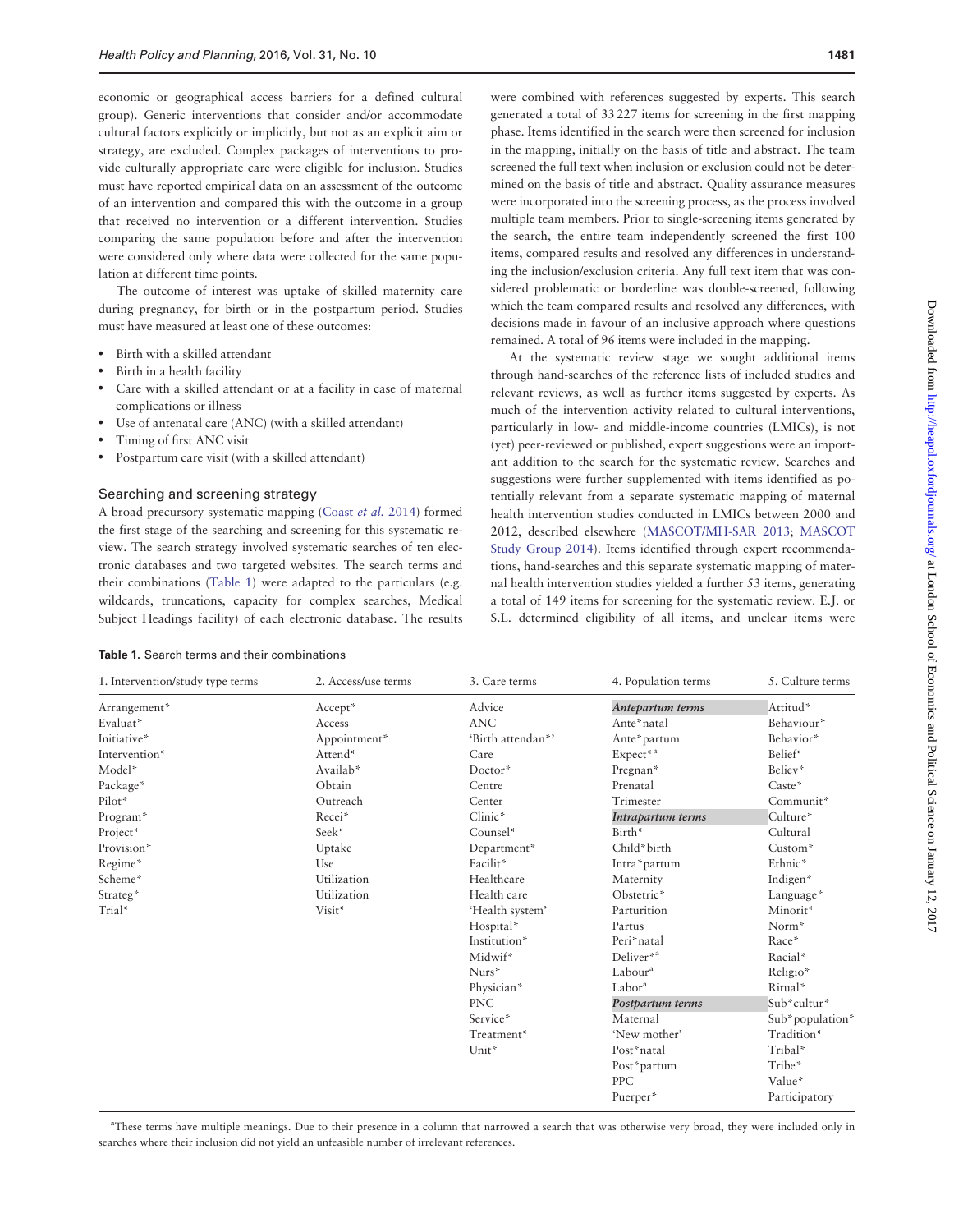economic or geographical access barriers for a defined cultural group). Generic interventions that consider and/or accommodate cultural factors explicitly or implicitly, but not as an explicit aim or strategy, are excluded. Complex packages of interventions to provide culturally appropriate care were eligible for inclusion. Studies must have reported empirical data on an assessment of the outcome of an intervention and compared this with the outcome in a group that received no intervention or a different intervention. Studies comparing the same population before and after the intervention were considered only where data were collected for the same population at different time points.

The outcome of interest was uptake of skilled maternity care during pregnancy, for birth or in the postpartum period. Studies must have measured at least one of these outcomes:

- Birth with a skilled attendant
- Birth in a health facility
- Care with a skilled attendant or at a facility in case of maternal complications or illness
- Use of antenatal care (ANC) (with a skilled attendant)
- Timing of first ANC visit
- Postpartum care visit (with a skilled attendant)

### Searching and screening strategy

A broad precursory systematic mapping (Coast *et al.* 2014) formed the first stage of the searching and screening for this systematic review. The search strategy involved systematic searches of ten electronic databases and two targeted websites. The search terms and their combinations (Table 1) were adapted to the particulars (e.g. wildcards, truncations, capacity for complex searches, Medical Subject Headings facility) of each electronic database. The results were combined with references suggested by experts. This search generated a total of 33 227 items for screening in the first mapping phase. Items identified in the search were then screened for inclusion in the mapping, initially on the basis of title and abstract. The team screened the full text when inclusion or exclusion could not be determined on the basis of title and abstract. Quality assurance measures were incorporated into the screening process, as the process involved multiple team members. Prior to single-screening items generated by the search, the entire team independently screened the first 100 items, compared results and resolved any differences in understanding the inclusion/exclusion criteria. Any full text item that was considered problematic or borderline was double-screened, following which the team compared results and resolved any differences, with decisions made in favour of an inclusive approach where questions remained. A total of 96 items were included in the mapping.

At the systematic review stage we sought additional items through hand-searches of the reference lists of included studies and relevant reviews, as well as further items suggested by experts. As much of the intervention activity related to cultural interventions, particularly in low- and middle-income countries (LMICs), is not (yet) peer-reviewed or published, expert suggestions were an important addition to the search for the systematic review. Searches and suggestions were further supplemented with items identified as potentially relevant from a separate systematic mapping of maternal health intervention studies conducted in LMICs between 2000 and 2012, described elsewhere (MASCOT/MH-SAR 2013; MASCOT Study Group 2014). Items identified through expert recommendations, hand-searches and this separate systematic mapping of maternal health intervention studies yielded a further 53 items, generating a total of 149 items for screening for the systematic review. E.J. or S.L. determined eligibility of all items, and unclear items were

**Table 1.** Search terms and their combinations

| 1. Intervention/study type terms | 2. Access/use terms | 3. Care terms | 4. Population terms | 5. Culture terms |
|---|---|---|---|---|
| Arrangement* | Accept* | Advice | ***Antepartum terms*** | Attitud* |
| Evaluat* | Access | ANC | Ante*natal | Behaviour* |
| Initiative* | Appointment* | 'Birth attendan*' | Ante*partum | Behavior* |
| Intervention* | Attend* | Care | Expect*[a] | Belief* |
| Model* | Availab* | Doctor* | Pregnan* | Believ* |
| Package* | Obtain | Centre | Prenatal | Caste* |
| Pilot* | Outreach | Center | Trimester | Communit* |
| Program* | Recei* | Clinic* | ***Intrapartum terms*** | Culture* |
| Project* | Seek* | Counsel* | Birth* | Cultural |
| Provision* | Uptake | Department* | Child*birth | Custom* |
| Regime* | Use | Facilit* | Intra*partum | Ethnic* |
| Scheme* | Utilization | Healthcare | Maternity | Indigen* |
| Strateg* | Utilization | Health care | Obstetric* | Language* |
| Trial* | Visit* | 'Health system' | Parturition | Minorit* |
| | | Hospital* | Partus | Norm* |
| | | Institution* | Peri*natal | Race* |
| | | Midwif* | Deliver*[a] | Racial* |
| | | Nurs* | Labour[a] | Religio* |
| | | Physician* | Labor[a] | Ritual* |
| | | PNC | ***Postpartum terms*** | Sub*cultur* |
| | | Service* | Maternal | Sub*population* |
| | | Treatment* | 'New mother' | Tradition* |
| | | Unit* | Post*natal | Tribal* |
| | | | Post*partum | Tribe* |
| | | | PPC | Value* |
| | | | Puerper* | Participatory |

[a]These terms have multiple meanings. Due to their presence in a column that narrowed a search that was otherwise very broad, they were included only in searches where their inclusion did not yield an unfeasible number of irrelevant references.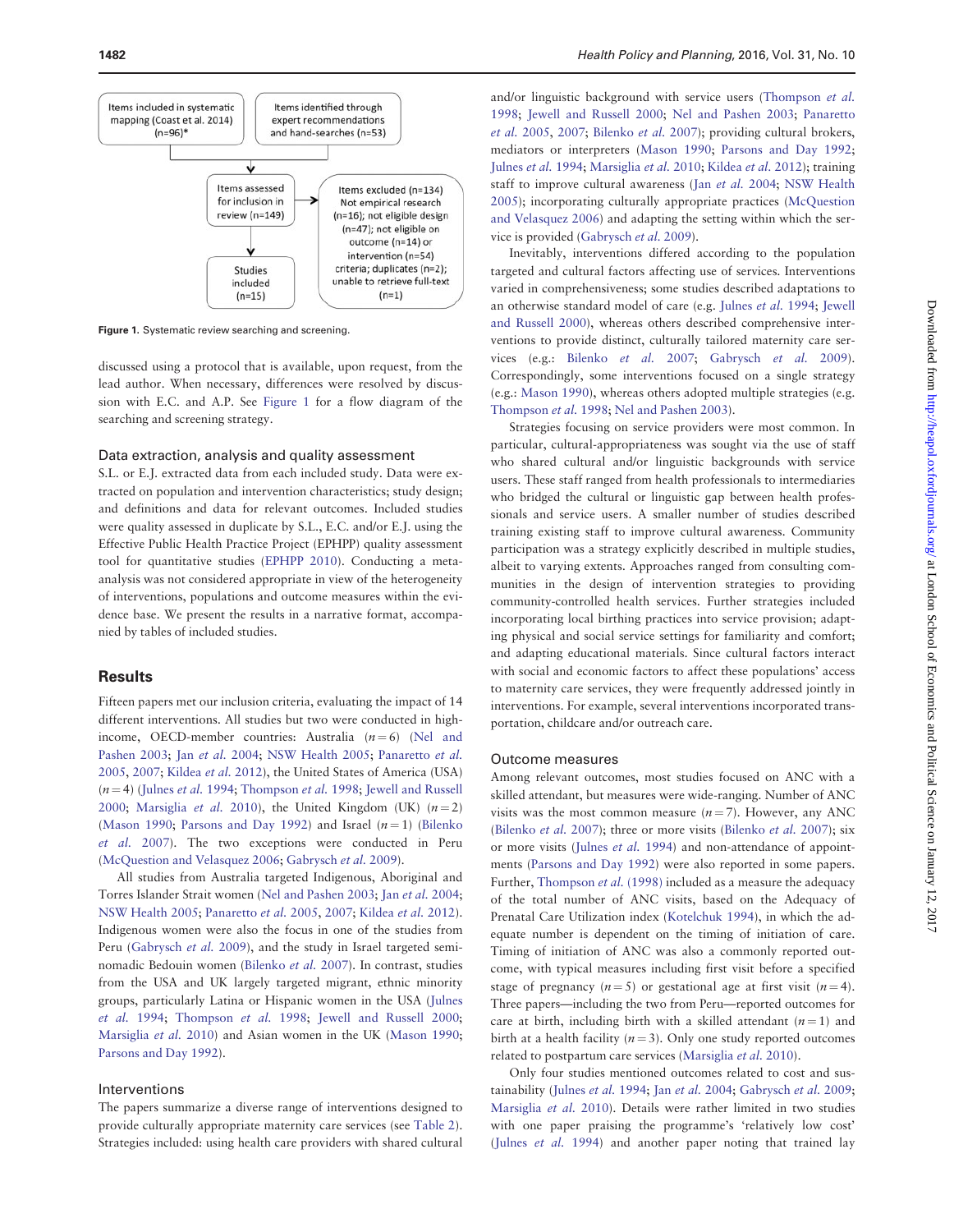Items included in systematic mapping (Coast et al. 2014) (n=96)*

Items identified through expert recommendations and hand-searches (n=53)

Items assessed for inclusion in review (n=149)

Items excluded (n=134) Not empirical research (n=16); not eligible design (n=47); not eligible on outcome (n=14) or intervention (n=54) criteria; duplicates (n=2); unable to retrieve full-text (n=1)

Studies included (n=15)

**Figure 1.** Systematic review searching and screening.

discussed using a protocol that is available, upon request, from the lead author. When necessary, differences were resolved by discussion with E.C. and A.P. See Figure 1 for a flow diagram of the searching and screening strategy.

### Data extraction, analysis and quality assessment

S.L. or E.J. extracted data from each included study. Data were extracted on population and intervention characteristics; study design; and definitions and data for relevant outcomes. Included studies were quality assessed in duplicate by S.L., E.C. and/or E.J. using the Effective Public Health Practice Project (EPHPP) quality assessment tool for quantitative studies (EPHPP 2010). Conducting a meta-analysis was not considered appropriate in view of the heterogeneity of interventions, populations and outcome measures within the evidence base. We present the results in a narrative format, accompanied by tables of included studies.

## Results

Fifteen papers met our inclusion criteria, evaluating the impact of 14 different interventions. All studies but two were conducted in high-income, OECD-member countries: Australia ($n = 6$) (Nel and Pashen 2003; Jan *et al.* 2004; NSW Health 2005; Panaretto *et al.* 2005, 2007; Kildea *et al.* 2012), the United States of America (USA) ($n = 4$) (Julnes *et al.* 1994; Thompson *et al.* 1998; Jewell and Russell 2000; Marsiglia *et al.* 2010), the United Kingdom (UK) ($n = 2$) (Mason 1990; Parsons and Day 1992) and Israel ($n = 1$) (Bilenko *et al.* 2007). The two exceptions were conducted in Peru (McQuestion and Velasquez 2006; Gabrysch *et al.* 2009).

All studies from Australia targeted Indigenous, Aboriginal and Torres Islander Strait women (Nel and Pashen 2003; Jan *et al.* 2004; NSW Health 2005; Panaretto *et al.* 2005, 2007; Kildea *et al.* 2012). Indigenous women were also the focus in one of the studies from Peru (Gabrysch *et al.* 2009), and the study in Israel targeted semi-nomadic Bedouin women (Bilenko *et al.* 2007). In contrast, studies from the USA and UK largely targeted migrant, ethnic minority groups, particularly Latina or Hispanic women in the USA (Julnes *et al.* 1994; Thompson *et al.* 1998; Jewell and Russell 2000; Marsiglia *et al.* 2010) and Asian women in the UK (Mason 1990; Parsons and Day 1992).

### Interventions

The papers summarize a diverse range of interventions designed to provide culturally appropriate maternity care services (see Table 2). Strategies included: using health care providers with shared cultural and/or linguistic background with service users (Thompson *et al.* 1998; Jewell and Russell 2000; Nel and Pashen 2003; Panaretto *et al.* 2005, 2007; Bilenko *et al.* 2007); providing cultural brokers, mediators or interpreters (Mason 1990; Parsons and Day 1992; Julnes *et al.* 1994; Marsiglia *et al.* 2010; Kildea *et al.* 2012); training staff to improve cultural awareness (Jan *et al.* 2004; NSW Health 2005); incorporating culturally appropriate practices (McQuestion and Velasquez 2006) and adapting the setting within which the service is provided (Gabrysch *et al.* 2009).

Inevitably, interventions differed according to the population targeted and cultural factors affecting use of services. Interventions varied in comprehensiveness; some studies described adaptations to an otherwise standard model of care (e.g. Julnes *et al.* 1994; Jewell and Russell 2000), whereas others described comprehensive interventions to provide distinct, culturally tailored maternity care services (e.g.: Bilenko *et al.* 2007; Gabrysch *et al.* 2009). Correspondingly, some interventions focused on a single strategy (e.g.: Mason 1990), whereas others adopted multiple strategies (e.g. Thompson *et al.* 1998; Nel and Pashen 2003).

Strategies focusing on service providers were most common. In particular, cultural-appropriateness was sought via the use of staff who shared cultural and/or linguistic backgrounds with service users. These staff ranged from health professionals to intermediaries who bridged the cultural or linguistic gap between health professionals and service users. A smaller number of studies described training existing staff to improve cultural awareness. Community participation was a strategy explicitly described in multiple studies, albeit to varying extents. Approaches ranged from consulting communities in the design of intervention strategies to providing community-controlled health services. Further strategies included incorporating local birthing practices into service provision; adapting physical and social service settings for familiarity and comfort; and adapting educational materials. Since cultural factors interact with social and economic factors to affect these populations' access to maternity care services, they were frequently addressed jointly in interventions. For example, several interventions incorporated transportation, childcare and/or outreach care.

### Outcome measures

Among relevant outcomes, most studies focused on ANC with a skilled attendant, but measures were wide-ranging. Number of ANC visits was the most common measure ($n = 7$). However, any ANC (Bilenko *et al.* 2007); three or more visits (Bilenko *et al.* 2007); six or more visits (Julnes *et al.* 1994) and non-attendance of appointments (Parsons and Day 1992) were also reported in some papers. Further, Thompson *et al.* (1998) included as a measure the adequacy of the total number of ANC visits, based on the Adequacy of Prenatal Care Utilization index (Kotelchuk 1994), in which the adequate number is dependent on the timing of initiation of care. Timing of initiation of ANC was also a commonly reported outcome, with typical measures including first visit before a specified stage of pregnancy ($n = 5$) or gestational age at first visit ($n = 4$). Three papers—including the two from Peru—reported outcomes for care at birth, including birth with a skilled attendant ($n = 1$) and birth at a health facility ($n = 3$). Only one study reported outcomes related to postpartum care services (Marsiglia *et al.* 2010).

Only four studies mentioned outcomes related to cost and sustainability (Julnes *et al.* 1994; Jan *et al.* 2004; Gabrysch *et al.* 2009; Marsiglia *et al.* 2010). Details were rather limited in two studies with one paper praising the programme's 'relatively low cost' (Julnes *et al.* 1994) and another paper noting that trained lay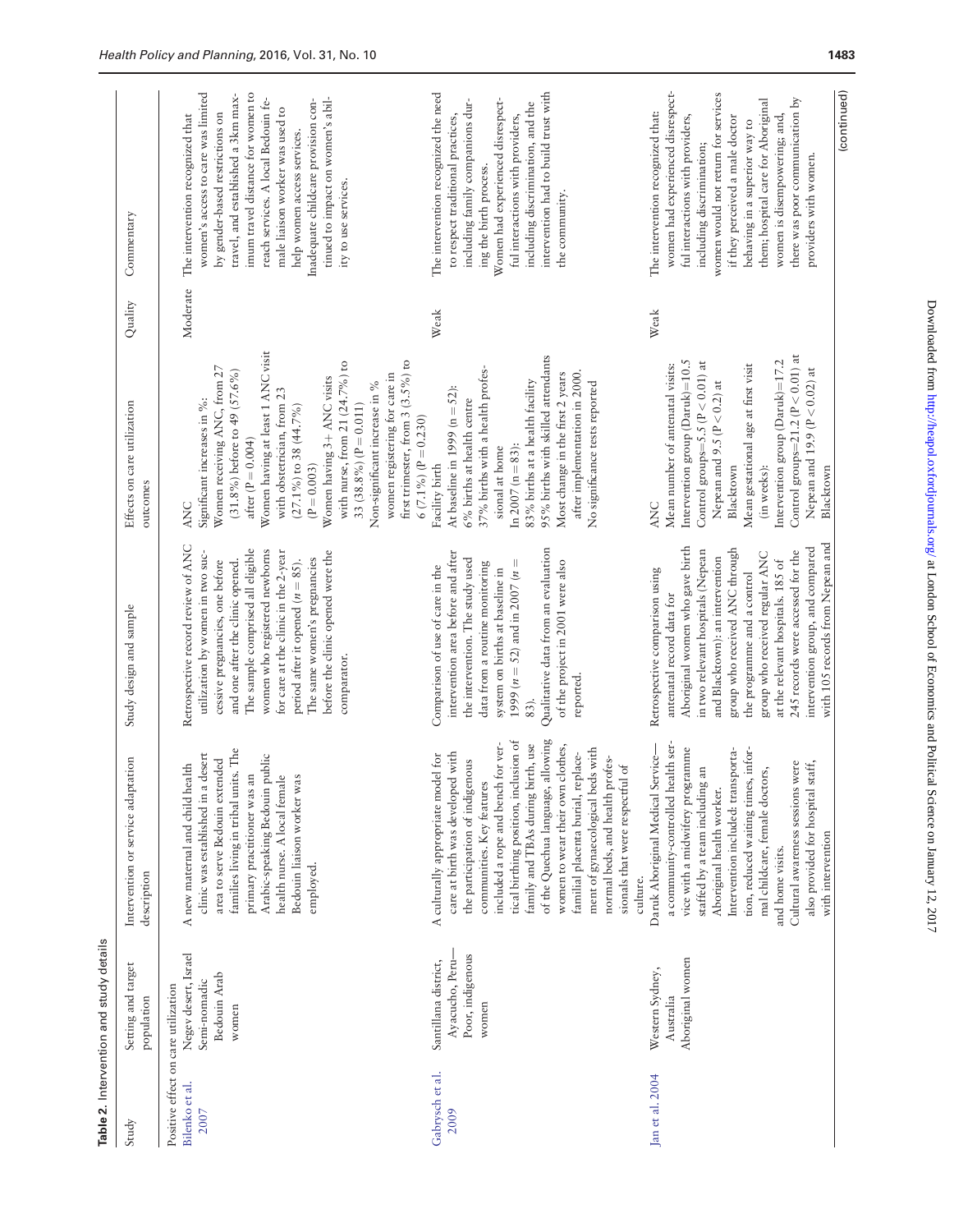**Table 2.** Intervention and study details

| Study | Setting and target population | Intervention or service adaptation description | Study design and sample | Effects on care utilization outcomes | Quality | Commentary |
|---|---|---|---|---|---|---|
| Positive effect on care utilization | | | | | | |
| Bilenko et al. 2007 | Negev desert, Israel Semi-nomadic Bedouin Arab women | A new maternal and child health clinic was established in a desert area to serve Bedouin extended families living in tribal units. The primary practitioner was an Arabic-speaking Bedouin public health nurse. A local female Bedouin liaison worker was employed. | Retrospective record review of ANC utilization by women in two successive pregnancies, one before and one after the clinic opened. The sample comprised all eligible women who registered newborns for care at the clinic in the 2-year period after it opened (n = 85). The same women's pregnancies before the clinic opened were the comparator. | ANC<br>Significant increases in %:<br>Women receiving ANC, from 27 (31.8%) before to 49 (57.6%) after (P = 0.004)<br>Women having at least 1 ANC visit with obstetrician, from 23 (27.1%) to 38 (44.7%) (P = 0.003)<br>Women having 3+ ANC visits with nurse, from 21 (24.7%) to 33 (38.8%) (P = 0.011)<br>Non-significant increase in % women registering for care in first trimester, from 3 (3.5%) to 6 (7.1%) (P = 0.230) | Moderate | The intervention recognized that women's access to care was limited by gender-based restrictions on travel, and established a 3km maximum travel distance for women to reach services. A local Bedouin female liaison worker was used to help women access services. Inadequate childcare provision continued to impact on women's ability to use services. |
| Gabrysch et al. 2009 | Santillana district, Ayacucho, Peru—Poor, indigenous women | A culturally appropriate model for care at birth was developed with the participation of indigenous communities. Key features included a rope and bench for vertical birthing position, inclusion of family and TBAs during birth, use of the Quechua language, allowing women to wear their own clothes, familial placenta burial, replacement of gynaecological beds with normal beds, and health professionals that were respectful of culture. | Comparison of use of care in the intervention area before and after the intervention. The study used data from a routine monitoring system on births at baseline in 1999 (n = 52) and in 2007 (n = 83).<br>Qualitative data from an evaluation of the project in 2001 were also reported. | Facility birth<br>At baseline in 1999 (n = 52):<br>6% births at health centre<br>37% births with a health professional at home<br>In 2007 (n = 83):<br>83% births at a health facility<br>95% births with skilled attendants<br>Most change in the first 2 years after implementation in 2000.<br>No significance tests reported | Weak | The intervention recognized the need to respect traditional practices, including family companions during the birth process.<br>Women had experienced disrespectful interactions with providers, including discrimination, and the intervention had to build trust with the community. |
| Jan et al. 2004 | Western Sydney, Australia Aboriginal women | Daruk Aboriginal Medical Service—a community-controlled health service with a midwifery programme staffed by a team including an Aboriginal health worker.<br>Intervention included: transportation, reduced waiting times, informal childcare, female doctors, and home visits.<br>Cultural awareness sessions were also provided for hospital staff, with intervention | Retrospective comparison using antenatal record data for Aboriginal women who gave birth in two relevant hospitals (Nepean and Blacktown): an intervention group who received ANC through the programme and a control group who received regular ANC at the relevant hospitals. 185 of 245 records were accessed for the intervention group, and compared with 105 records from Nepean and | ANC<br>Mean number of antenatal visits:<br>Intervention group (Daruk)=10.5<br>Control groups=5.5 (P < 0.01) at Nepean and 9.5 (P < 0.2) at Blacktown<br>Mean gestational age at first visit (in weeks):<br>Intervention group (Daruk)=17.2<br>Control groups=21.2 (P < 0.01) at Nepean and 19.9 (P < 0.02) at Blacktown | Weak | The intervention recognized that: women had experienced disrespectful interactions with providers, including discrimination; women would not return for services if they perceived a male doctor behaving in a superior way to them; hospital care for Aboriginal women is disempowering; and, there was poor communication by providers with women. |

(continued)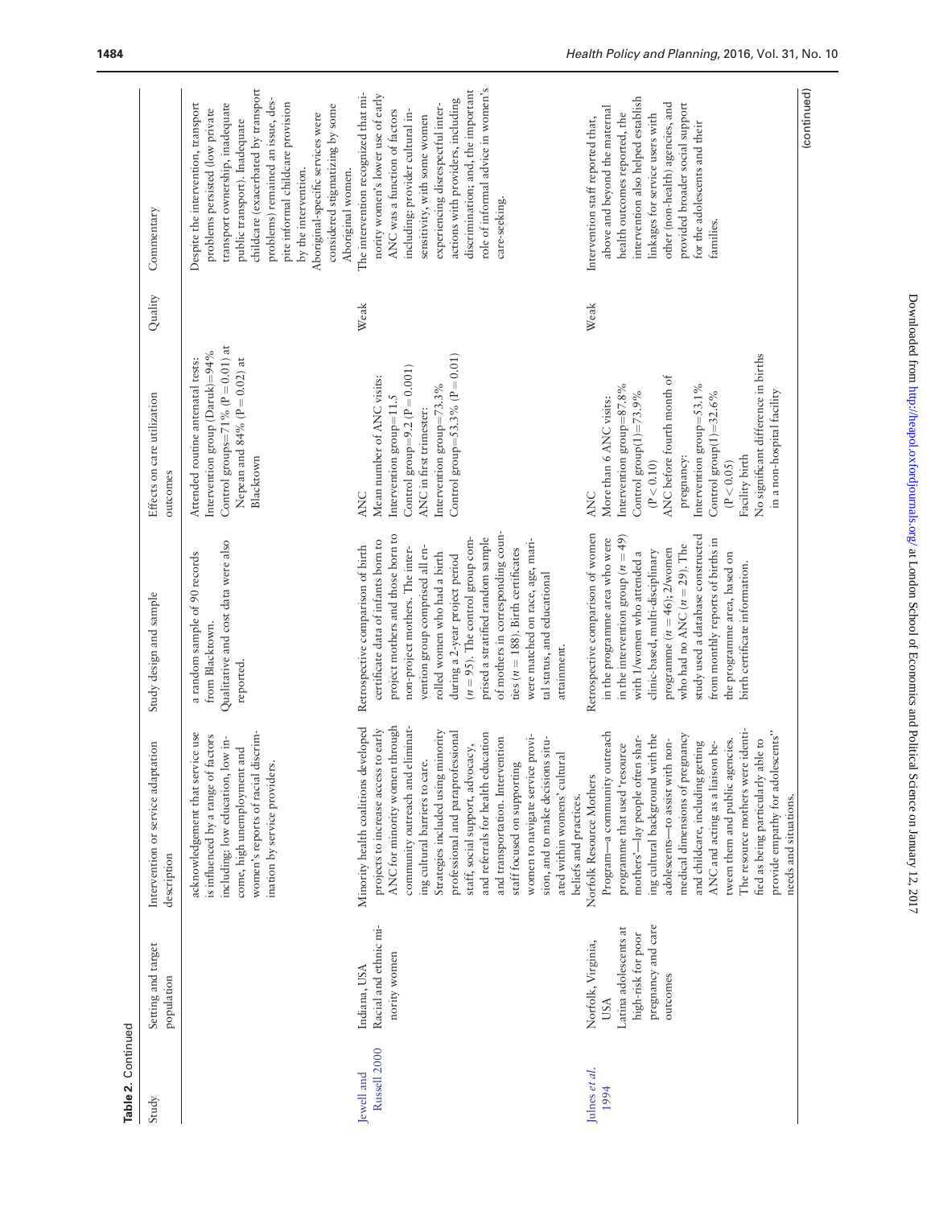**Table 2.** Continued

| Study | Setting and target population | Intervention or service adaptation description | Study design and sample | Effects on care utilization outcomes | Quality | Commentary |
|---|---|---|---|---|---|---|
| | | acknowledgement that service use is influenced by a range of factors including: low education, low income, high unemployment and women's reports of racial discrimination by service providers. | a random sample of 90 records from Blacktown. Qualitative and cost data were also reported. | Attended routine antenatal tests: Intervention group (Daruk)=94% Control groups=71% ($P = 0.01$) at Nepean and 84% ($P = 0.02$) at Blacktown | | Despite the intervention, transport problems persisted (low private transport ownership, inadequate public transport). Inadequate childcare (exacerbated by transport problems) remained an issue, despite informal childcare provision by the intervention. Aboriginal-specific services were considered stigmatizing by some Aboriginal women. |
| Jewell and Russell 2000 | Indiana, USA Racial and ethnic minority women | Minority health coalitions developed projects to increase access to early ANC for minority women through community outreach and eliminating cultural barriers to care. Strategies included using minority professional and paraprofessional staff, social support, advocacy, and referrals for health education and transportation. Intervention staff focused on supporting women to navigate service provision, and to make decisions situated within womens' cultural beliefs and practices. | Retrospective comparison of birth certificate data of infants born to project mothers and those born to non-project mothers. The intervention group comprised all enrolled women who had a birth during a 2-year project period ($n = 95$). The control group comprised a stratified random sample of mothers in corresponding counties ($n = 188$). Birth certificates were matched on race, age, marital status, and educational attainment. | ANC<br>Mean number of ANC visits:<br>Intervention group=11.5<br>Control group=9.2 ($P = 0.001$)<br>ANC in first trimester:<br>Intervention group=73.3%<br>Control group=53.3% ($P = 0.01$) | Weak | The intervention recognized that minority women's lower use of early ANC was a function of factors including: provider cultural insensitivity, with some women experiencing disrespectful interactions with providers, including discrimination; and, the important role of informal advice in women's care-seeking. |
| Julnes *et al.* 1994 | Norfolk, Virginia, USA Latina adolescents at high-risk for poor pregnancy and care outcomes | Norfolk Resource Mothers Program—a community outreach programme that used 'resource mothers'—lay people often sharing cultural background with the adolescents—to assist with non-medical dimensions of pregnancy and childcare, including getting ANC and acting as a liaison between them and public agencies. The resource mothers were identified as being particularly able to provide empathy for adolescents'' needs and situations. | Retrospective comparison of women in the programme area who were in the intervention group ($n = 49$) with 1/women who attended a clinic-based, multi-disciplinary programme ($n = 46$); 2/women who had no ANC ($n = 29$). The study used a database constructed from monthly reports of births in the programme area, based on birth certificate information. | ANC<br>More than 6 ANC visits:<br>Intervention group=87.8%<br>Control group(1)=73.9%<br>($P < 0.10$)<br>ANC before fourth month of pregnancy:<br>Intervention group=53.1%<br>Control group(1)=32.6%<br>($P < 0.05$)<br>Facility birth<br>No significant difference in births in a non-hospital facility | Weak | Intervention staff reported that, above and beyond the maternal health outcomes reported, the intervention also helped establish linkages for service users with other (non-health) agencies, and provided broader social support for the adolescents and their families. |

(continued)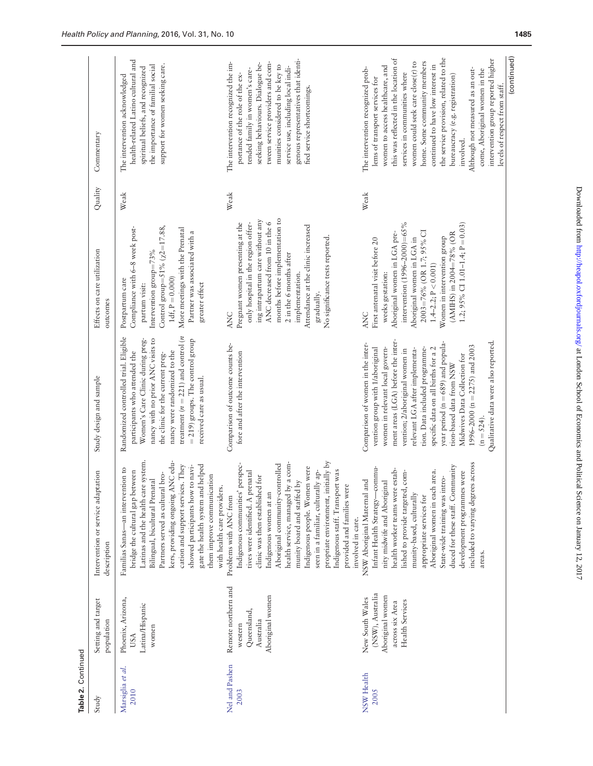**Table 2.** Continued

| Study | Setting and target population | Intervention or service adaptation description | Study design and sample | Effects on care utilization outcomes | Quality | Commentary |
|---|---|---|---|---|---|---|
| Marsiglia *et al.* 2010 | Phoenix, Arizona, USA Latina/Hispanic women | Familias Sanas—an intervention to bridge the cultural gap between Latinas and the health care system. Bilingual, bicultural Prenatal Partners served as cultural brokers, providing ongoing ANC education and support services. They showed participants how to navigate the health system and helped them improve communication with health care providers. | Randomized controlled trial. Eligible participants who attended the Women's Care Clinic during pregnancy with no prior ANC visits to the clinic for the current pregnancy were randomized to the treatment ($n = 221$) and control ($n = 219$) groups. The control group received care as usual. | Postpartum care<br>Compliance with 6–8 week post-partum visit:<br>Intervention group=73%<br>Control group=51% ($\chi 2$=17.88, 1df, $P = 0.000$)<br>More meetings with the Prenatal Partner was associated with a greater effect | Weak | The intervention acknowledged health-related Latino cultural and spiritual beliefs, and recognized the importance of familial social support for women seeking care. |
| Nel and Pashen 2003 | Remote northern and western Queensland, Australia Aboriginal women | Problems with ANC from Indigenous communities' perspectives were identified. A prenatal clinic was then established for Indigenous women at an Aboriginal community-controlled health service, managed by a community board and staffed by Indigenous people. Women were seen in a familiar, culturally appropriate environment, initially by Indigenous staff. Transport was provided and families were involved in care. | Comparison of outcome counts before and after the intervention | ANC<br>Pregnant women presenting at the only hospital in the region offering intrapartum care without any ANC decreased from 10 in the 6 months before implementation to 2 in the 6 months after implementation.<br>Attendance at the clinic increased gradually.<br>No significance tests reported. | Weak | The intervention recognized the importance of the role of the extended family in women's care-seeking behaviours. Dialogue between service providers and communities considered to be key to service use, including local indigenous representatives that identified service shortcomings. |
| NSW Health 2005 | New South Wales (NSW), Australia Aboriginal women across six Area Health Services | NSW Aboriginal Maternal and Infant Health Strategy—community midwife and Aboriginal health worker teams were established to provide targeted, community-based, culturally appropriate services for Aboriginal women in each area. State-wide training was introduced for these staff. Community development programmes were included to varying degrees across areas. | Comparison of women in the intervention group with 1/aboriginal women in relevant local government areas (LGA) before the intervention; 2/aboriginal women in relevant LGA after implementation. Data included programme-specific data on all births for a 2 year period ($n = 689$) and population-based data from NSW Midwives Data Collection for 1996–2000 ($n = 2275$) and 2003 ($n = 524$).<br>Qualitative data were also reported. | ANC<br>First antenatal visit before 20 weeks gestation:<br>Aboriginal women in LGA pre-intervention (1996–2000)=65%<br>Aboriginal women in LGA in 2003=76% (OR 1.7; 95% CI 1.4–2.2; $P < 0.001$)<br>Women in intervention group (AMIHS) in 2004=78% (OR 1.2; 95% CI 1.01–1.4; $P = 0.03$) | Weak | The intervention recognized problems of transport services for women to access healthcare, and this was reflected in the location of services in communities where women could seek care close(r) to home. Some community members continued to have low interest in the service provision, related to the bureaucracy (e.g. registration) involved.<br>Although not measured as an outcome, Aboriginal women in the intervention group reported higher levels of respect from staff. |

(continued)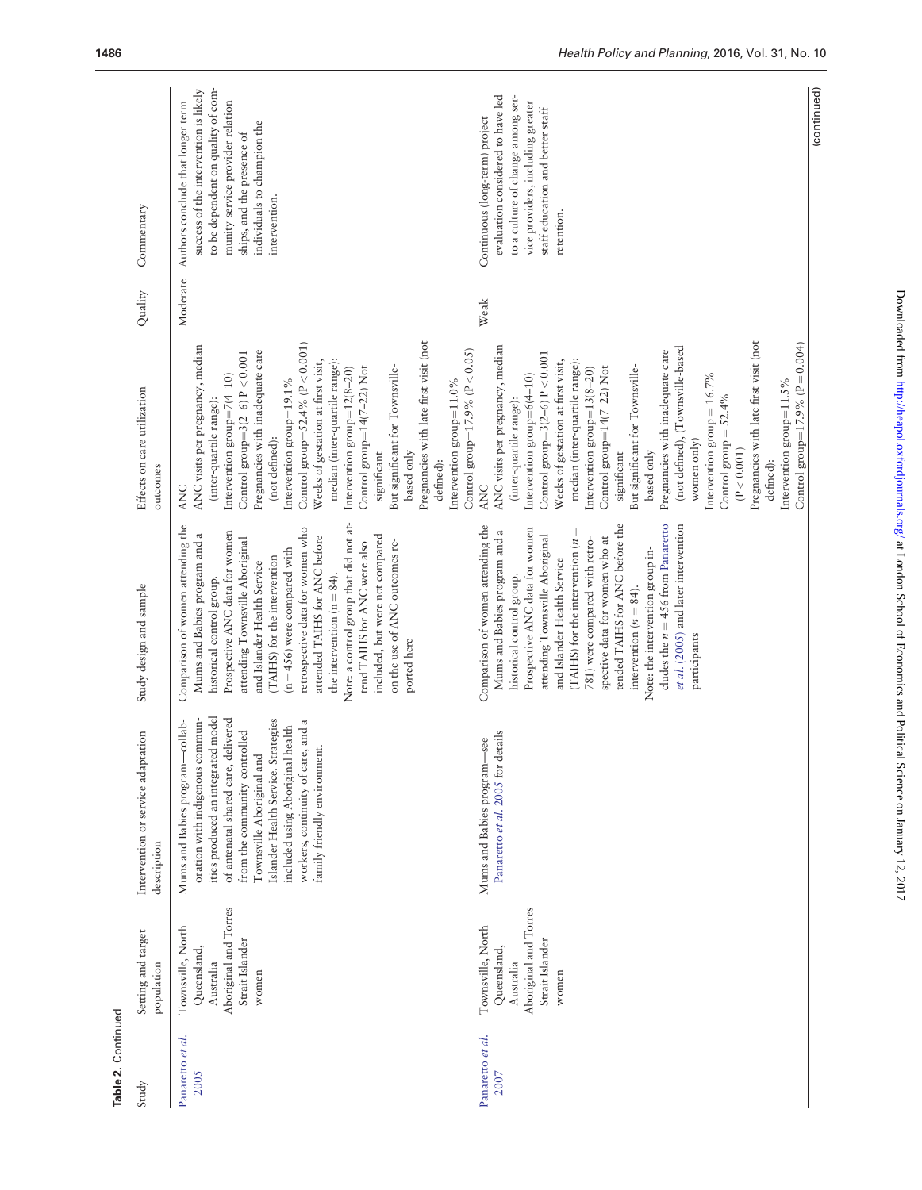**Table 2.** Continued

| Study | Setting and target population | Intervention or service adaptation description | Study design and sample | Effects on care utilization outcomes | Quality | Commentary |
|---|---|---|---|---|---|---|
| Panaretto *et al.* 2005 | Townsville, North Queensland, Australia Aboriginal and Torres Strait Islander women | Mums and Babies program—collaboration with indigenous communities produced an integrated model of antenatal shared care, delivered from the community-controlled Townsville Aboriginal and Islander Health Service. Strategies included using Aboriginal health workers, continuity of care, and a family friendly environment. | Comparison of women attending the Mums and Babies program and a historical control group. Prospective ANC data for women attending Townsville Aboriginal and Islander Health Service (TAIHS) for the intervention ($n = 456$) were compared with retrospective data for women who attended TAIHS for ANC before the intervention ($n = 84$). Note: a control group that did not attend TAIHS for ANC were also included, but were not compared on the use of ANC outcomes reported here | ANC<br>ANC visits per pregnancy, median (inter-quartile range):<br>Intervention group=7(4–10)<br>Control group=3(2–6) $P < 0.001$<br>Pregnancies with inadequate care (not defined):<br>Intervention group=19.1%<br>Control group=52.4% ($P < 0.001$)<br>Weeks of gestation at first visit, median (inter-quartile range):<br>Intervention group=12(8–20)<br>Control group=14(7–22) Not significant<br>But significant for Townsville-based only<br>Pregnancies with late first visit (not defined):<br>Intervention group=11.0%<br>Control group=17.9% ($P < 0.05$) | Moderate | Authors conclude that longer term success of the intervention is likely to be dependent on quality of community-service provider relationships, and the presence of individuals to champion the intervention. |
| Panaretto *et al.* 2007 | Townsville, North Queensland, Australia Aboriginal and Torres Strait Islander women | Mums and Babies program—see Panaretto *et al.* 2005 for details | Comparison of women attending the Mums and Babies program and a historical control group. Prospective ANC data for women attending Townsville Aboriginal and Islander Health Service (TAIHS) for the intervention ($n = 781$) were compared with retrospective data for women who attended TAIHS for ANC before the intervention ($n = 84$). Note: the intervention group includes the $n = 456$ from Panaretto *et al.* (2005) and later intervention participants | ANC<br>ANC visits per pregnancy, median (inter-quartile range):<br>Intervention group=6(4–10)<br>Control group=3(2–6) $P < 0.001$<br>Weeks of gestation at first visit, median (inter-quartile range):<br>Intervention group=13(8–20)<br>Control group=14(7–22) Not significant<br>But significant for Townsville-based only<br>Pregnancies with inadequate care (not defined), (Townsville-based women only)<br>Intervention group = 16.7%<br>Control group = 52.4% ($P < 0.001$)<br>Pregnancies with late first visit (not defined):<br>Intervention group=11.5%<br>Control group=17.9% ($P = 0.004$) | Weak | Continuous (long-term) project evaluation considered to have led to a culture of change among service providers, including greater staff education and better staff retention. |

(continued)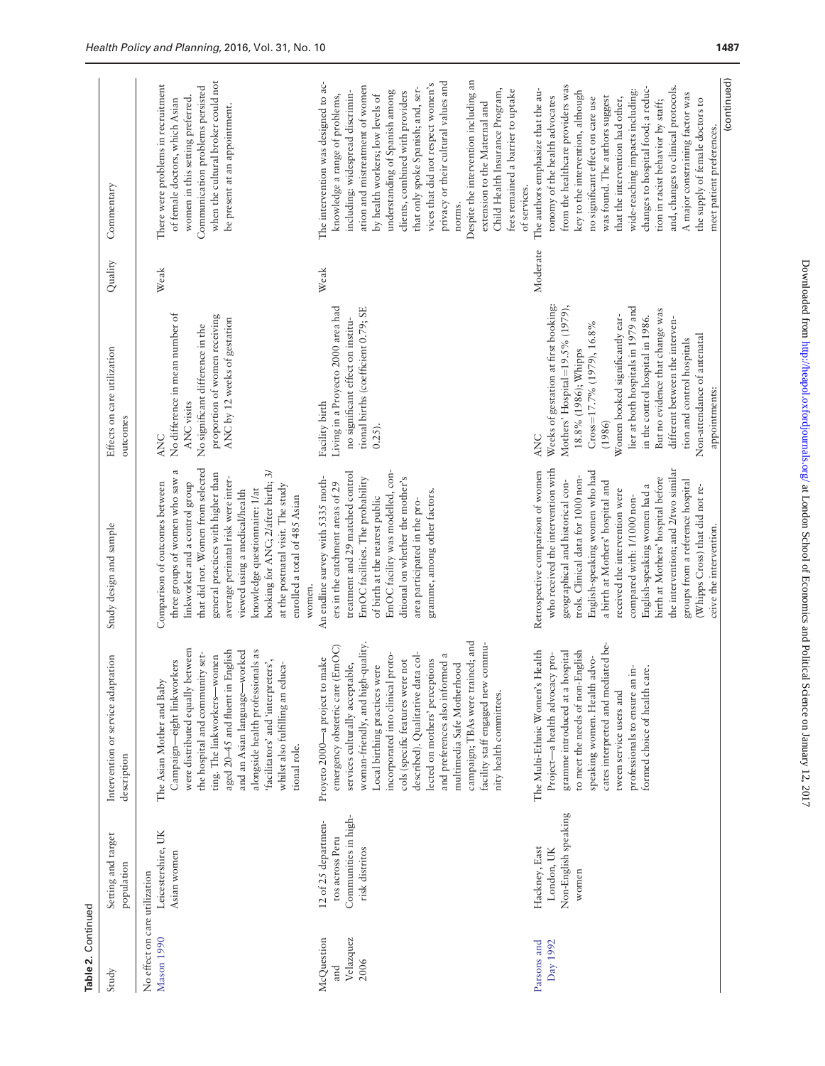**Table 2.** Continued

| Study | Setting and target population | Intervention or service adaptation description | Study design and sample | Effects on care utilization outcomes | Quality | Commentary |
|---|---|---|---|---|---|---|
| No effect on care utilization | | | | | | |
| Mason 1990 | Leicestershire, UK Asian women | The Asian Mother and Baby Campaign—eight linkworkers were distributed equally between the hospital and community setting. The linkworkers—women aged 20–45 and fluent in English and an Asian language—worked alongside health professionals as 'facilitators' and 'interpreters', whilst also fulfilling an educational role. | Comparison of outcomes between three groups of women who saw a linkworker and a control group that did not. Women from selected general practices with higher than average perinatal risk were interviewed using a medical/health knowledge questionnaire: 1/at booking for ANC; 2/after birth; 3/at the postnatal visit. The study enrolled a total of 485 Asian women. | ANC<br>No difference in mean number of ANC visits<br>No significant difference in the proportion of women receiving ANC by 12 weeks of gestation | Weak | There were problems in recruitment of female doctors, which Asian women in this setting preferred. Communication problems persisted when the cultural broker could not be present at an appointment. |
| McQuestion and Velazquez 2006 | 12 of 25 departmentos across Peru Communities in high-risk distritos | Proyeto 2000—a project to make emergency obstetric care (EmOC) services culturally acceptable, woman-friendly, and high-quality. Local birthing practices were incorporated into clinical protocols (specific features were not described). Qualitative data collected on mothers' perceptions and preferences also informed a multimedia Safe Motherhood campaign; TBAs were trained; and facility staff engaged new community health committees. | An endline survey with 5335 mothers in the catchment areas of 29 treatment and 29 matched control EmOC facilities. The probability of birth at the nearest public EmOC facility was modelled, conditional on whether the mother's area participated in the programme, among other factors. | Facility birth<br>Living in a Proyecto 2000 area had no significant effect on institutional births (coefficient 0.79; SE 0.25). | Weak | The intervention was designed to acknowledge a range of problems, including: widespread discrimination and mistreatment of women by health workers; low levels of understanding of Spanish among clients, combined with providers that only spoke Spanish; and, services that did not respect women's privacy or their cultural values and norms.<br>Despite the intervention including an extension to the Maternal and Child Health Insurance Program, fees remained a barrier to uptake of services. |
| Parsons and Day 1992 | Hackney, East London, UK Non-English speaking women | The Multi-Ethnic Women's Health Project—a health advocacy programme introduced at a hospital to meet the needs of non-English speaking women. Health advocates interpreted and mediated between service users and professionals to ensure an informed choice of health care. | Retrospective comparison of women who received the intervention with geographical and historical controls. Clinical data for 1000 non-English-speaking women who had a birth at Mothers' hospital and received the intervention were compared with: 1/1000 non-English-speaking women had a birth at Mothers' hospital before the intervention; and 2/two similar groups from a reference hospital (Whipps Cross) that did not receive the intervention. | ANC<br>Weeks of gestation at first booking: Mothers' Hospital=19.5% (1979), 18.8% (1986); Whipps Cross=17.7% (1979), 16.8% (1986)<br>Women booked significantly earlier at both hospitals in 1979 and in the control hospital in 1986. But no evidence that change was different between the intervention and control hospitals<br>Non-attendance of antenatal appointments: | Moderate | The authors emphasize that the autonomy of the health advocates from the healthcare providers was key to the intervention, although no significant effect on care use was found. The authors suggest that the intervention had other, wide-reaching impacts including: changes to hospital food; a reduction in racist behavior by staff; and, changes to clinical protocols. A major constraining factor was the supply of female doctors to meet patient preferences. |

(continued)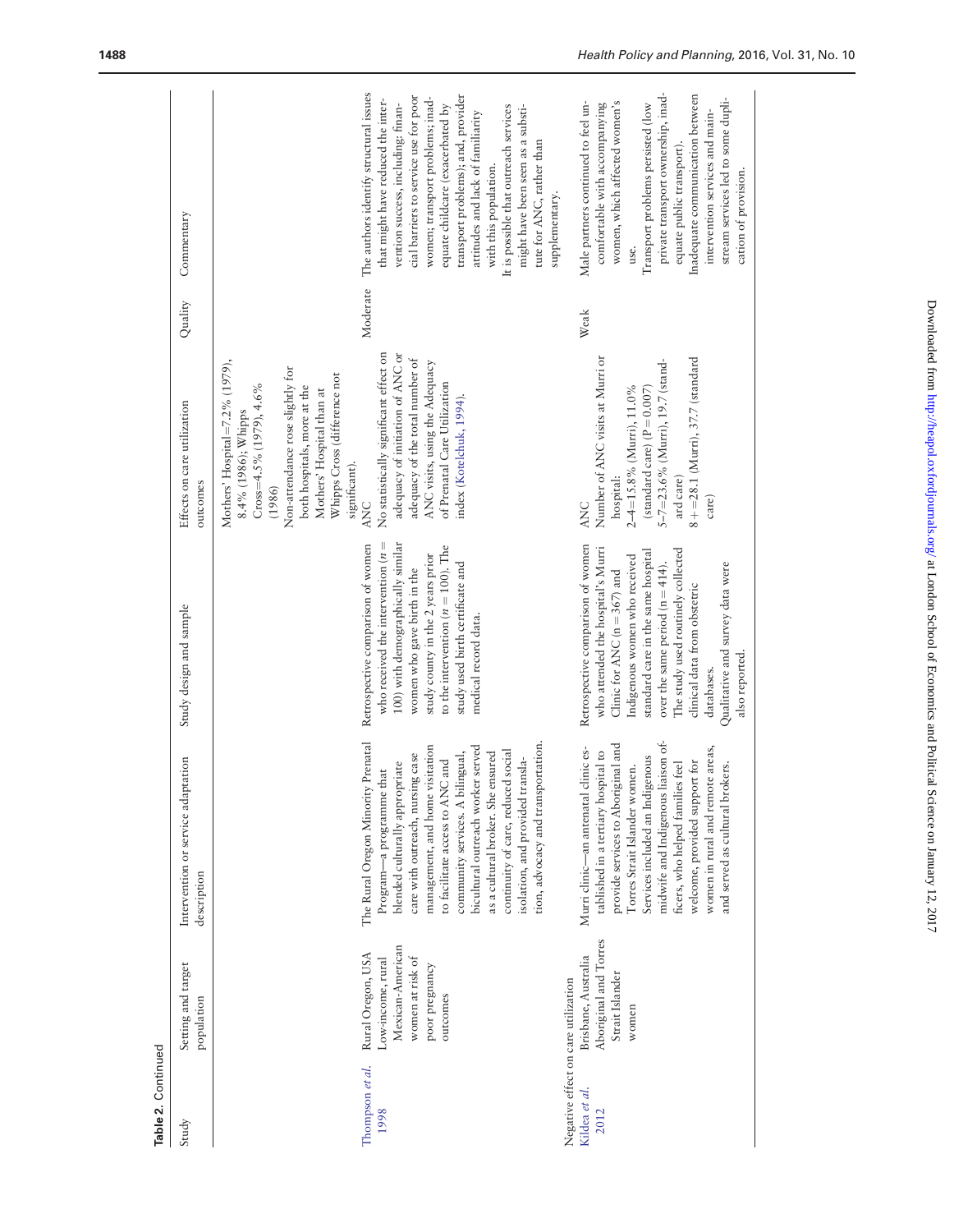**Table 2.** Continued

| Study | Setting and target population | Intervention or service adaptation description | Study design and sample | Effects on care utilization outcomes | Quality | Commentary |
|---|---|---|---|---|---|---|
| | | | | Mothers' Hospital=7.2% (1979), 8.4% (1986); Whipps Cross=4.5% (1979), 4.6% (1986)<br>Non-attendance rose slightly for both hospitals, more at the Mothers' Hospital than at Whipps Cross (difference not significant). | | |
| Thompson *et al.* 1998 | Rural Oregon, USA<br>Low-income, rural Mexican-American women at risk of poor pregnancy outcomes | The Rural Oregon Minority Prenatal Program—a programme that blended culturally appropriate care with outreach, nursing case management, and home visitation to facilitate access to ANC and community services. A bilingual, bicultural outreach worker served as a cultural broker. She ensured continuity of care, reduced social isolation, and provided translation, advocacy and transportation. | Retrospective comparison of women who received the intervention ($n$ = 100) with demographically similar women who gave birth in the study county in the 2 years prior to the intervention ($n$ = 100). The study used birth certificate and medical record data. | ANC<br>No statistically significant effect on adequacy of initiation of ANC or adequacy of the total number of ANC visits, using the Adequacy of Prenatal Care Utilization index (Kotelchuk, 1994). | Moderate | The authors identify structural issues that might have reduced the intervention success, including: financial barriers to service use for poor women; transport problems; inadequate childcare (exacerbated by transport problems); and, provider attitudes and lack of familiarity with this population.<br>It is possible that outreach services might have been seen as a substitute for ANC, rather than supplementary. |
| Negative effect on care utilization | | | | | | |
| Kildea *et al.* 2012 | Brisbane, Australia<br>Aboriginal and Torres Strait Islander women | Murri clinic—an antenatal clinic established in a tertiary hospital to provide services to Aboriginal and Torres Strait Islander women. Services included an Indigenous midwife and Indigenous liaison officers, who helped families feel welcome, provided support for women in rural and remote areas, and served as cultural brokers. | Retrospective comparison of women who attended the hospital's Murri Clinic for ANC (n = 367) and Indigenous women who received standard care in the same hospital over the same period (n = 414). The study used routinely collected clinical data from obstetric databases.<br>Qualitative and survey data were also reported. | ANC<br>Number of ANC visits at Murri or hospital:<br>2–4=15.8% (Murri), 11.0% (standard care) (P = 0.007)<br>5–7=23.6% (Murri), 19.7 (standard care)<br>8 + =28.1 (Murri), 37.7 (standard care) | Weak | Male partners continued to feel uncomfortable with accompanying women, which affected women's use.<br>Transport problems persisted (low private transport ownership, inadequate public transport).<br>Inadequate communication between intervention services and mainstream services led to some duplication of provision. |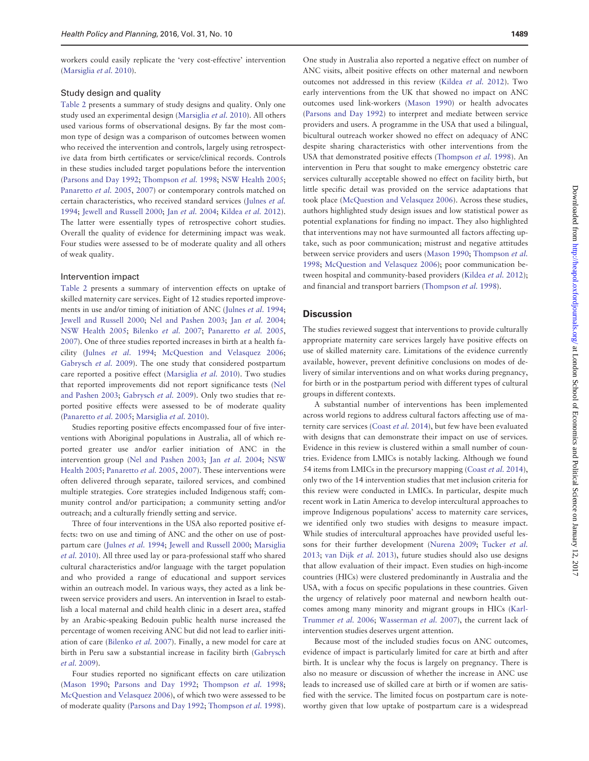workers could easily replicate the 'very cost-effective' intervention (Marsiglia *et al.* 2010).

### Study design and quality

Table 2 presents a summary of study designs and quality. Only one study used an experimental design (Marsiglia *et al.* 2010). All others used various forms of observational designs. By far the most common type of design was a comparison of outcomes between women who received the intervention and controls, largely using retrospective data from birth certificates or service/clinical records. Controls in these studies included target populations before the intervention (Parsons and Day 1992; Thompson *et al.* 1998; NSW Health 2005; Panaretto *et al.* 2005, 2007) or contemporary controls matched on certain characteristics, who received standard services (Julnes *et al.* 1994; Jewell and Russell 2000; Jan *et al.* 2004; Kildea *et al.* 2012). The latter were essentially types of retrospective cohort studies. Overall the quality of evidence for determining impact was weak. Four studies were assessed to be of moderate quality and all others of weak quality.

### Intervention impact

Table 2 presents a summary of intervention effects on uptake of skilled maternity care services. Eight of 12 studies reported improvements in use and/or timing of initiation of ANC (Julnes *et al.* 1994; Jewell and Russell 2000; Nel and Pashen 2003; Jan *et al.* 2004; NSW Health 2005; Bilenko *et al.* 2007; Panaretto *et al.* 2005, 2007). One of three studies reported increases in birth at a health facility (Julnes *et al.* 1994; McQuestion and Velasquez 2006; Gabrysch *et al.* 2009). The one study that considered postpartum care reported a positive effect (Marsiglia *et al.* 2010). Two studies that reported improvements did not report significance tests (Nel and Pashen 2003; Gabrysch *et al.* 2009). Only two studies that reported positive effects were assessed to be of moderate quality (Panaretto *et al.* 2005; Marsiglia *et al.* 2010).

Studies reporting positive effects encompassed four of five interventions with Aboriginal populations in Australia, all of which reported greater use and/or earlier initiation of ANC in the intervention group (Nel and Pashen 2003; Jan *et al.* 2004; NSW Health 2005; Panaretto *et al.* 2005, 2007). These interventions were often delivered through separate, tailored services, and combined multiple strategies. Core strategies included Indigenous staff; community control and/or participation; a community setting and/or outreach; and a culturally friendly setting and service.

Three of four interventions in the USA also reported positive effects: two on use and timing of ANC and the other on use of postpartum care (Julnes *et al.* 1994; Jewell and Russell 2000; Marsiglia *et al.* 2010). All three used lay or para-professional staff who shared cultural characteristics and/or language with the target population and who provided a range of educational and support services within an outreach model. In various ways, they acted as a link between service providers and users. An intervention in Israel to establish a local maternal and child health clinic in a desert area, staffed by an Arabic-speaking Bedouin public health nurse increased the percentage of women receiving ANC but did not lead to earlier initiation of care (Bilenko *et al.* 2007). Finally, a new model for care at birth in Peru saw a substantial increase in facility birth (Gabrysch *et al.* 2009).

Four studies reported no significant effects on care utilization (Mason 1990; Parsons and Day 1992; Thompson *et al.* 1998; McQuestion and Velasquez 2006), of which two were assessed to be of moderate quality (Parsons and Day 1992; Thompson *et al.* 1998). One study in Australia also reported a negative effect on number of ANC visits, albeit positive effects on other maternal and newborn outcomes not addressed in this review (Kildea *et al.* 2012). Two early interventions from the UK that showed no impact on ANC outcomes used link-workers (Mason 1990) or health advocates (Parsons and Day 1992) to interpret and mediate between service providers and users. A programme in the USA that used a bilingual, bicultural outreach worker showed no effect on adequacy of ANC despite sharing characteristics with other interventions from the USA that demonstrated positive effects (Thompson *et al.* 1998). An intervention in Peru that sought to make emergency obstetric care services culturally acceptable showed no effect on facility birth, but little specific detail was provided on the service adaptations that took place (McQuestion and Velasquez 2006). Across these studies, authors highlighted study design issues and low statistical power as potential explanations for finding no impact. They also highlighted that interventions may not have surmounted all factors affecting uptake, such as poor communication; mistrust and negative attitudes between service providers and users (Mason 1990; Thompson *et al.* 1998; McQuestion and Velasquez 2006); poor communication between hospital and community-based providers (Kildea *et al.* 2012); and financial and transport barriers (Thompson *et al.* 1998).

## Discussion

The studies reviewed suggest that interventions to provide culturally appropriate maternity care services largely have positive effects on use of skilled maternity care. Limitations of the evidence currently available, however, prevent definitive conclusions on modes of delivery of similar interventions and on what works during pregnancy, for birth or in the postpartum period with different types of cultural groups in different contexts.

A substantial number of interventions has been implemented across world regions to address cultural factors affecting use of maternity care services (Coast *et al.* 2014), but few have been evaluated with designs that can demonstrate their impact on use of services. Evidence in this review is clustered within a small number of countries. Evidence from LMICs is notably lacking. Although we found 54 items from LMICs in the precursory mapping (Coast *et al.* 2014), only two of the 14 intervention studies that met inclusion criteria for this review were conducted in LMICs. In particular, despite much recent work in Latin America to develop intercultural approaches to improve Indigenous populations' access to maternity care services, we identified only two studies with designs to measure impact. While studies of intercultural approaches have provided useful lessons for their further development (Nurena 2009; Tucker *et al.* 2013; van Dijk *et al.* 2013), future studies should also use designs that allow evaluation of their impact. Even studies on high-income countries (HICs) were clustered predominantly in Australia and the USA, with a focus on specific populations in these countries. Given the urgency of relatively poor maternal and newborn health outcomes among many minority and migrant groups in HICs (Karl-Trummer *et al.* 2006; Wasserman *et al.* 2007), the current lack of intervention studies deserves urgent attention.

Because most of the included studies focus on ANC outcomes, evidence of impact is particularly limited for care at birth and after birth. It is unclear why the focus is largely on pregnancy. There is also no measure or discussion of whether the increase in ANC use leads to increased use of skilled care at birth or if women are satisfied with the service. The limited focus on postpartum care is noteworthy given that low uptake of postpartum care is a widespread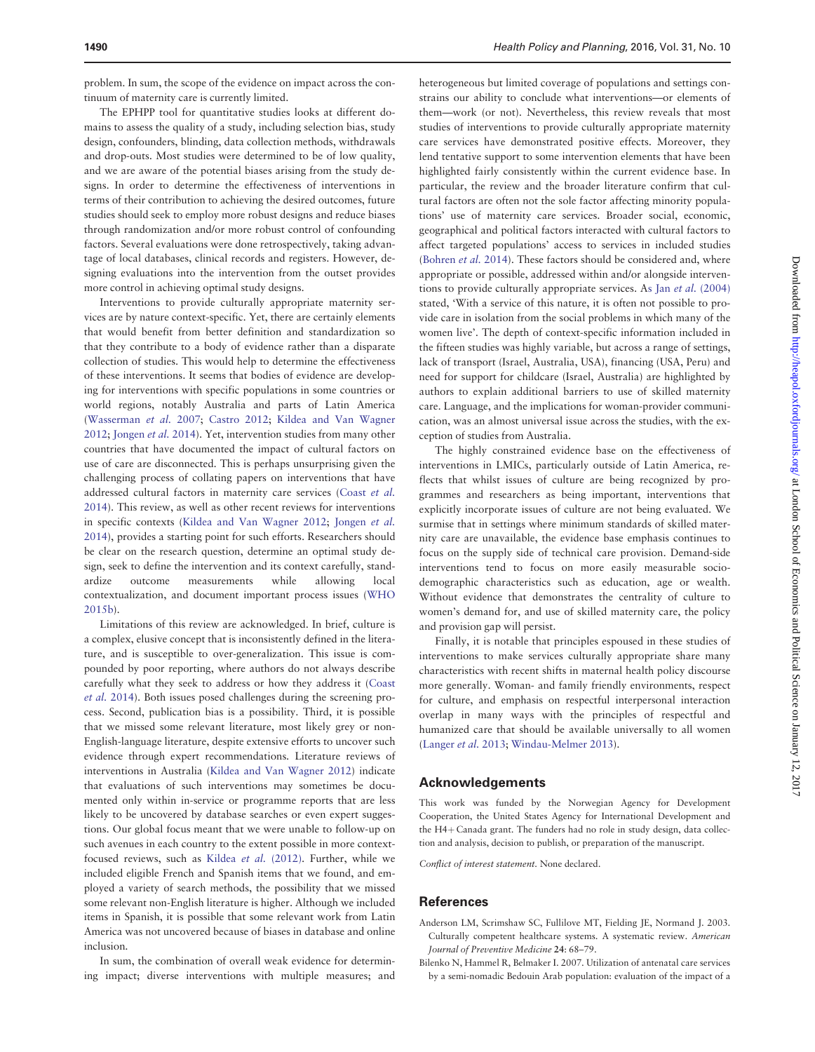problem. In sum, the scope of the evidence on impact across the continuum of maternity care is currently limited.

The EPHPP tool for quantitative studies looks at different domains to assess the quality of a study, including selection bias, study design, confounders, blinding, data collection methods, withdrawals and drop-outs. Most studies were determined to be of low quality, and we are aware of the potential biases arising from the study designs. In order to determine the effectiveness of interventions in terms of their contribution to achieving the desired outcomes, future studies should seek to employ more robust designs and reduce biases through randomization and/or more robust control of confounding factors. Several evaluations were done retrospectively, taking advantage of local databases, clinical records and registers. However, designing evaluations into the intervention from the outset provides more control in achieving optimal study designs.

Interventions to provide culturally appropriate maternity services are by nature context-specific. Yet, there are certainly elements that would benefit from better definition and standardization so that they contribute to a body of evidence rather than a disparate collection of studies. This would help to determine the effectiveness of these interventions. It seems that bodies of evidence are developing for interventions with specific populations in some countries or world regions, notably Australia and parts of Latin America (Wasserman *et al.* 2007; Castro 2012; Kildea and Van Wagner 2012; Jongen *et al.* 2014). Yet, intervention studies from many other countries that have documented the impact of cultural factors on use of care are disconnected. This is perhaps unsurprising given the challenging process of collating papers on interventions that have addressed cultural factors in maternity care services (Coast *et al.* 2014). This review, as well as other recent reviews for interventions in specific contexts (Kildea and Van Wagner 2012; Jongen *et al.* 2014), provides a starting point for such efforts. Researchers should be clear on the research question, determine an optimal study design, seek to define the intervention and its context carefully, standardize outcome measurements while allowing local contextualization, and document important process issues (WHO 2015b).

Limitations of this review are acknowledged. In brief, culture is a complex, elusive concept that is inconsistently defined in the literature, and is susceptible to over-generalization. This issue is compounded by poor reporting, where authors do not always describe carefully what they seek to address or how they address it (Coast *et al.* 2014). Both issues posed challenges during the screening process. Second, publication bias is a possibility. Third, it is possible that we missed some relevant literature, most likely grey or non-English-language literature, despite extensive efforts to uncover such evidence through expert recommendations. Literature reviews of interventions in Australia (Kildea and Van Wagner 2012) indicate that evaluations of such interventions may sometimes be documented only within in-service or programme reports that are less likely to be uncovered by database searches or even expert suggestions. Our global focus meant that we were unable to follow-up on such avenues in each country to the extent possible in more context-focused reviews, such as Kildea *et al.* (2012). Further, while we included eligible French and Spanish items that we found, and employed a variety of search methods, the possibility that we missed some relevant non-English literature is higher. Although we included items in Spanish, it is possible that some relevant work from Latin America was not uncovered because of biases in database and online inclusion.

In sum, the combination of overall weak evidence for determining impact; diverse interventions with multiple measures; and heterogeneous but limited coverage of populations and settings constrains our ability to conclude what interventions—or elements of them—work (or not). Nevertheless, this review reveals that most studies of interventions to provide culturally appropriate maternity care services have demonstrated positive effects. Moreover, they lend tentative support to some intervention elements that have been highlighted fairly consistently within the current evidence base. In particular, the review and the broader literature confirm that cultural factors are often not the sole factor affecting minority populations' use of maternity care services. Broader social, economic, geographical and political factors interacted with cultural factors to affect targeted populations' access to services in included studies (Bohren *et al.* 2014). These factors should be considered and, where appropriate or possible, addressed within and/or alongside interventions to provide culturally appropriate services. As Jan *et al.* (2004) stated, 'With a service of this nature, it is often not possible to provide care in isolation from the social problems in which many of the women live'. The depth of context-specific information included in the fifteen studies was highly variable, but across a range of settings, lack of transport (Israel, Australia, USA), financing (USA, Peru) and need for support for childcare (Israel, Australia) are highlighted by authors to explain additional barriers to use of skilled maternity care. Language, and the implications for woman-provider communication, was an almost universal issue across the studies, with the exception of studies from Australia.

The highly constrained evidence base on the effectiveness of interventions in LMICs, particularly outside of Latin America, reflects that whilst issues of culture are being recognized by programmes and researchers as being important, interventions that explicitly incorporate issues of culture are not being evaluated. We surmise that in settings where minimum standards of skilled maternity care are unavailable, the evidence base emphasis continues to focus on the supply side of technical care provision. Demand-side interventions tend to focus on more easily measurable socio-demographic characteristics such as education, age or wealth. Without evidence that demonstrates the centrality of culture to women's demand for, and use of skilled maternity care, the policy and provision gap will persist.

Finally, it is notable that principles espoused in these studies of interventions to make services culturally appropriate share many characteristics with recent shifts in maternal health policy discourse more generally. Woman- and family friendly environments, respect for culture, and emphasis on respectful interpersonal interaction overlap in many ways with the principles of respectful and humanized care that should be available universally to all women (Langer *et al.* 2013; Windau-Melmer 2013).

## Acknowledgements

This work was funded by the Norwegian Agency for Development Cooperation, the United States Agency for International Development and the H4+ Canada grant. The funders had no role in study design, data collection and analysis, decision to publish, or preparation of the manuscript.

*Conflict of interest statement.* None declared.

## References

Anderson LM, Scrimshaw SC, Fullilove MT, Fielding JE, Normand J. 2003. Culturally competent healthcare systems. A systematic review. *American Journal of Preventive Medicine* **24**: 68–79.

Bilenko N, Hammel R, Belmaker I. 2007. Utilization of antenatal care services by a semi-nomadic Bedouin Arab population: evaluation of the impact of a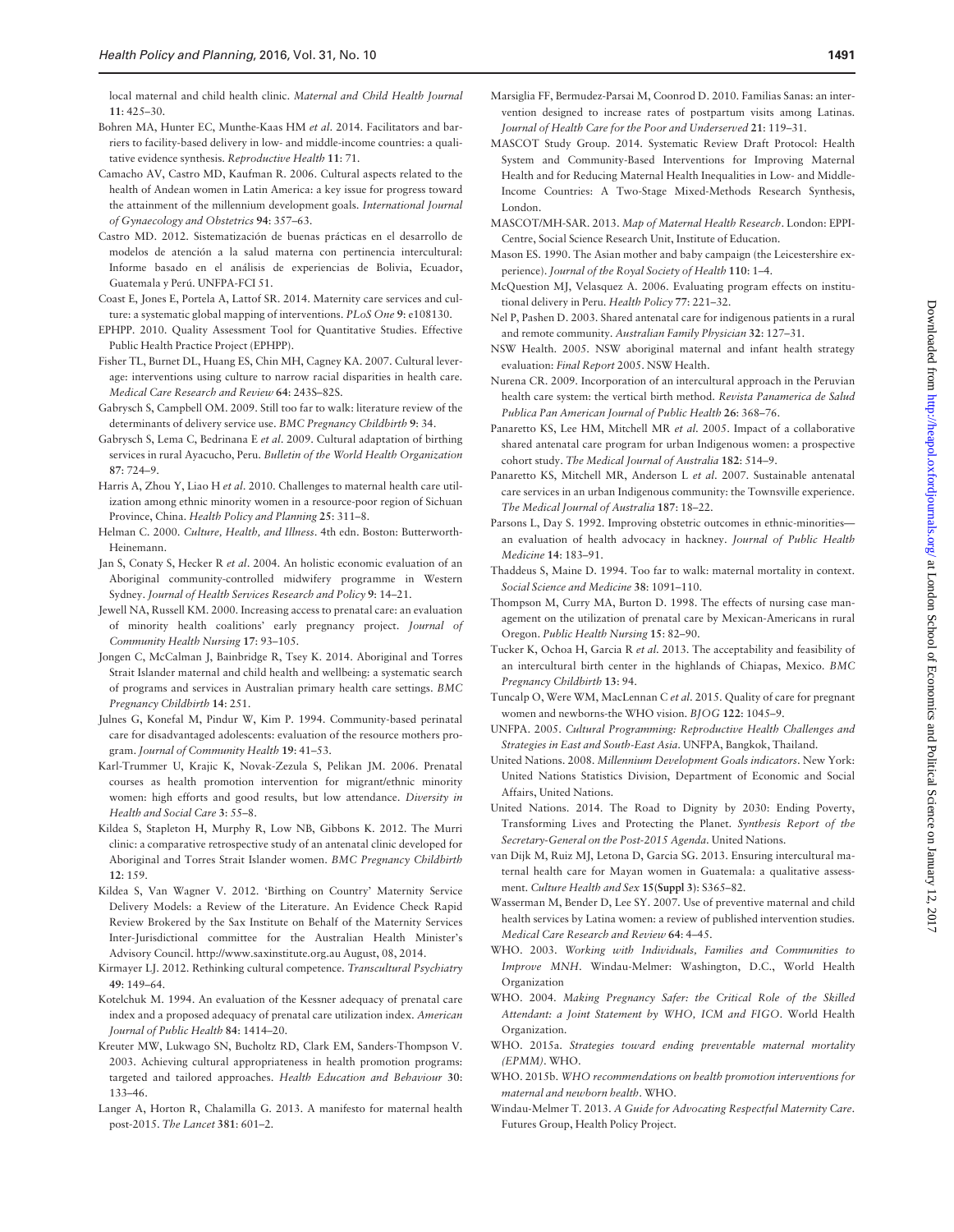local maternal and child health clinic. *Maternal and Child Health Journal* **11**: 425–30.

Bohren MA, Hunter EC, Munthe-Kaas HM *et al*. 2014. Facilitators and barriers to facility-based delivery in low- and middle-income countries: a qualitative evidence synthesis. *Reproductive Health* **11**: 71.

Camacho AV, Castro MD, Kaufman R. 2006. Cultural aspects related to the health of Andean women in Latin America: a key issue for progress toward the attainment of the millennium development goals. *International Journal of Gynaecology and Obstetrics* **94**: 357–63.

Castro MD. 2012. Sistematización de buenas prácticas en el desarrollo de modelos de atención a la salud materna con pertinencia intercultural: Informe basado en el análisis de experiencias de Bolivia, Ecuador, Guatemala y Perú. UNFPA-FCI 51.

Coast E, Jones E, Portela A, Lattof SR. 2014. Maternity care services and culture: a systematic global mapping of interventions. *PLoS One* **9**: e108130.

EPHPP. 2010. Quality Assessment Tool for Quantitative Studies. Effective Public Health Practice Project (EPHPP).

Fisher TL, Burnet DL, Huang ES, Chin MH, Cagney KA. 2007. Cultural leverage: interventions using culture to narrow racial disparities in health care. *Medical Care Research and Review* **64**: 243S–82S.

Gabrysch S, Campbell OM. 2009. Still too far to walk: literature review of the determinants of delivery service use. *BMC Pregnancy Childbirth* **9**: 34.

Gabrysch S, Lema C, Bedrinana E *et al*. 2009. Cultural adaptation of birthing services in rural Ayacucho, Peru. *Bulletin of the World Health Organization* **87**: 724–9.

Harris A, Zhou Y, Liao H *et al*. 2010. Challenges to maternal health care utilization among ethnic minority women in a resource-poor region of Sichuan Province, China. *Health Policy and Planning* **25**: 311–8.

Helman C. 2000. *Culture, Health, and Illness*. 4th edn. Boston: Butterworth-Heinemann.

Jan S, Conaty S, Hecker R *et al*. 2004. An holistic economic evaluation of an Aboriginal community-controlled midwifery programme in Western Sydney. *Journal of Health Services Research and Policy* **9**: 14–21.

Jewell NA, Russell KM. 2000. Increasing access to prenatal care: an evaluation of minority health coalitions' early pregnancy project. *Journal of Community Health Nursing* **17**: 93–105.

Jongen C, McCalman J, Bainbridge R, Tsey K. 2014. Aboriginal and Torres Strait Islander maternal and child health and wellbeing: a systematic search of programs and services in Australian primary health care settings. *BMC Pregnancy Childbirth* **14**: 251.

Julnes G, Konefal M, Pindur W, Kim P. 1994. Community-based perinatal care for disadvantaged adolescents: evaluation of the resource mothers program. *Journal of Community Health* **19**: 41–53.

Karl-Trummer U, Krajic K, Novak-Zezula S, Pelikan JM. 2006. Prenatal courses as health promotion intervention for migrant/ethnic minority women: high efforts and good results, but low attendance. *Diversity in Health and Social Care* **3**: 55–8.

Kildea S, Stapleton H, Murphy R, Low NB, Gibbons K. 2012. The Murri clinic: a comparative retrospective study of an antenatal clinic developed for Aboriginal and Torres Strait Islander women. *BMC Pregnancy Childbirth* **12**: 159.

Kildea S, Van Wagner V. 2012. 'Birthing on Country' Maternity Service Delivery Models: a Review of the Literature. An Evidence Check Rapid Review Brokered by the Sax Institute on Behalf of the Maternity Services Inter-Jurisdictional committee for the Australian Health Minister's Advisory Council. http://www.saxinstitute.org.au August, 08, 2014.

Kirmayer LJ. 2012. Rethinking cultural competence. *Transcultural Psychiatry* **49**: 149–64.

Kotelchuk M. 1994. An evaluation of the Kessner adequacy of prenatal care index and a proposed adequacy of prenatal care utilization index. *American Journal of Public Health* **84**: 1414–20.

Kreuter MW, Lukwago SN, Bucholtz RD, Clark EM, Sanders-Thompson V. 2003. Achieving cultural appropriateness in health promotion programs: targeted and tailored approaches. *Health Education and Behaviour* **30**: 133–46.

Langer A, Horton R, Chalamilla G. 2013. A manifesto for maternal health post-2015. *The Lancet* **381**: 601–2.

Marsiglia FF, Bermudez-Parsai M, Coonrod D. 2010. Familias Sanas: an intervention designed to increase rates of postpartum visits among Latinas. *Journal of Health Care for the Poor and Underserved* **21**: 119–31.

MASCOT Study Group. 2014. Systematic Review Draft Protocol: Health System and Community-Based Interventions for Improving Maternal Health and for Reducing Maternal Health Inequalities in Low- and Middle-Income Countries: A Two-Stage Mixed-Methods Research Synthesis, London.

MASCOT/MH-SAR. 2013. *Map of Maternal Health Research*. London: EPPI-Centre, Social Science Research Unit, Institute of Education.

Mason ES. 1990. The Asian mother and baby campaign (the Leicestershire experience). *Journal of the Royal Society of Health* **110**: 1–4.

McQuestion MJ, Velasquez A. 2006. Evaluating program effects on institutional delivery in Peru. *Health Policy* **77**: 221–32.

Nel P, Pashen D. 2003. Shared antenatal care for indigenous patients in a rural and remote community. *Australian Family Physician* **32**: 127–31.

NSW Health. 2005. NSW aboriginal maternal and infant health strategy evaluation: *Final Report* 2005. NSW Health.

Nurena CR. 2009. Incorporation of an intercultural approach in the Peruvian health care system: the vertical birth method. *Revista Panamerica de Salud Publica Pan American Journal of Public Health* **26**: 368–76.

Panaretto KS, Lee HM, Mitchell MR *et al*. 2005. Impact of a collaborative shared antenatal care program for urban Indigenous women: a prospective cohort study. *The Medical Journal of Australia* **182**: 514–9.

Panaretto KS, Mitchell MR, Anderson L *et al*. 2007. Sustainable antenatal care services in an urban Indigenous community: the Townsville experience. *The Medical Journal of Australia* **187**: 18–22.

Parsons L, Day S. 1992. Improving obstetric outcomes in ethnic-minorities—an evaluation of health advocacy in hackney. *Journal of Public Health Medicine* **14**: 183–91.

Thaddeus S, Maine D. 1994. Too far to walk: maternal mortality in context. *Social Science and Medicine* **38**: 1091–110.

Thompson M, Curry MA, Burton D. 1998. The effects of nursing case management on the utilization of prenatal care by Mexican-Americans in rural Oregon. *Public Health Nursing* **15**: 82–90.

Tucker K, Ochoa H, Garcia R *et al*. 2013. The acceptability and feasibility of an intercultural birth center in the highlands of Chiapas, Mexico. *BMC Pregnancy Childbirth* **13**: 94.

Tuncalp O, Were WM, MacLennan C *et al*. 2015. Quality of care for pregnant women and newborns-the WHO vision. *BJOG* **122**: 1045–9.

UNFPA. 2005. *Cultural Programming: Reproductive Health Challenges and Strategies in East and South-East Asia*. UNFPA, Bangkok, Thailand.

United Nations. 2008. *Millennium Development Goals indicators*. New York: United Nations Statistics Division, Department of Economic and Social Affairs, United Nations.

United Nations. 2014. The Road to Dignity by 2030: Ending Poverty, Transforming Lives and Protecting the Planet. *Synthesis Report of the Secretary-General on the Post-2015 Agenda*. United Nations.

van Dijk M, Ruiz MJ, Letona D, Garcia SG. 2013. Ensuring intercultural maternal health care for Mayan women in Guatemala: a qualitative assessment. *Culture Health and Sex* **15(Suppl 3)**: S365–82.

Wasserman M, Bender D, Lee SY. 2007. Use of preventive maternal and child health services by Latina women: a review of published intervention studies. *Medical Care Research and Review* **64**: 4–45.

WHO. 2003. *Working with Individuals, Families and Communities to Improve MNH*. Windau-Melmer: Washington, D.C., World Health Organization

WHO. 2004. *Making Pregnancy Safer: the Critical Role of the Skilled Attendant: a Joint Statement by WHO, ICM and FIGO*. World Health Organization.

WHO. 2015a. *Strategies toward ending preventable maternal mortality (EPMM)*. WHO.

WHO. 2015b. *WHO recommendations on health promotion interventions for maternal and newborn health*. WHO.

Windau-Melmer T. 2013. *A Guide for Advocating Respectful Maternity Care*. Futures Group, Health Policy Project.